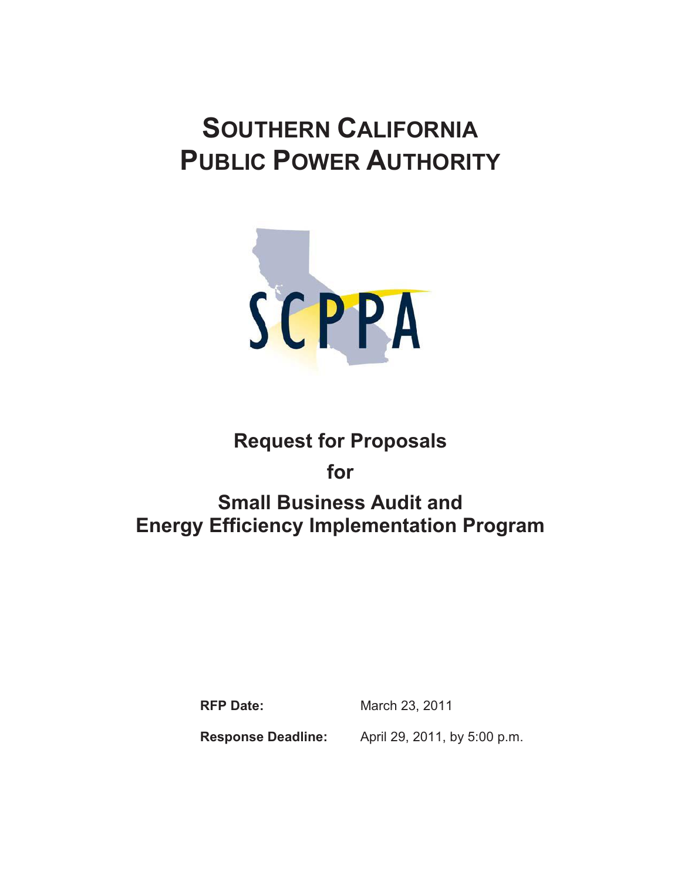# SOUTHERN CALIFORNIA PUBLIC POWER AUTHORITY

SCPPA

## Request for Proposals

## for

## Small Business Audit and Energy Efficiency Implementation Program

**RFP Date:** March 23, 2011

**Response Deadline:** April 29, 2011, by 5:00 p.m.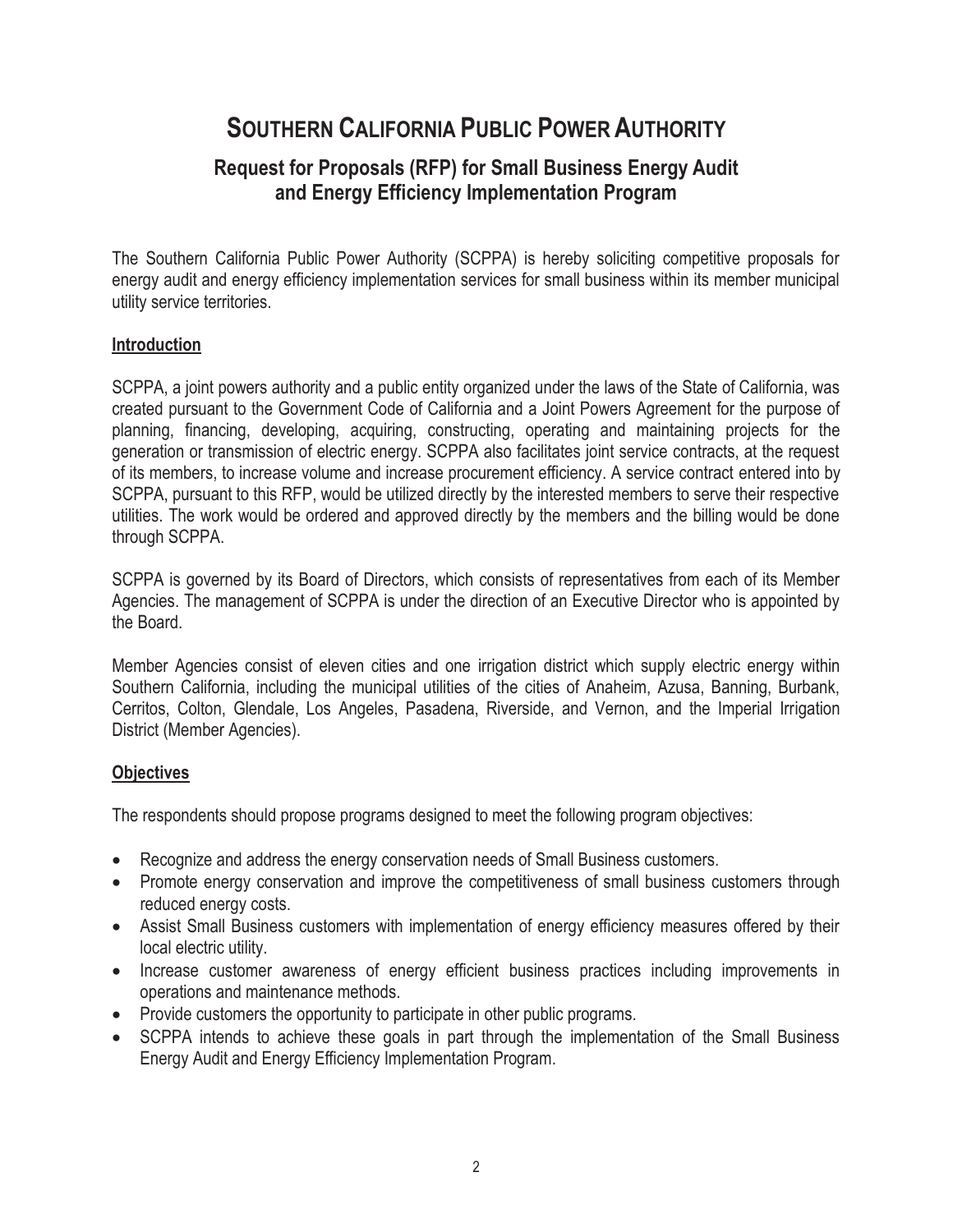# SOUTHERN CALIFORNIA PUBLIC POWER AUTHORITY

## Request for Proposals (RFP) for Small Business Energy Audit and Energy Efficiency Implementation Program

The Southern California Public Power Authority (SCPPA) is hereby soliciting competitive proposals for energy audit and energy efficiency implementation services for small business within its member municipal utility service territories.

### Introduction

SCPPA, a joint powers authority and a public entity organized under the laws of the State of California, was created pursuant to the Government Code of California and a Joint Powers Agreement for the purpose of planning, financing, developing, acquiring, constructing, operating and maintaining projects for the generation or transmission of electric energy. SCPPA also facilitates joint service contracts, at the request of its members, to increase volume and increase procurement efficiency. A service contract entered into by SCPPA, pursuant to this RFP, would be utilized directly by the interested members to serve their respective utilities. The work would be ordered and approved directly by the members and the billing would be done through SCPPA.

SCPPA is governed by its Board of Directors, which consists of representatives from each of its Member Agencies. The management of SCPPA is under the direction of an Executive Director who is appointed by the Board.

Member Agencies consist of eleven cities and one irrigation district which supply electric energy within Southern California, including the municipal utilities of the cities of Anaheim, Azusa, Banning, Burbank, Cerritos, Colton, Glendale, Los Angeles, Pasadena, Riverside, and Vernon, and the Imperial Irrigation District (Member Agencies).

### Objectives

The respondents should propose programs designed to meet the following program objectives:

- Recognize and address the energy conservation needs of Small Business customers.
- Promote energy conservation and improve the competitiveness of small business customers through reduced energy costs.
- Assist Small Business customers with implementation of energy efficiency measures offered by their local electric utility.
- Increase customer awareness of energy efficient business practices including improvements in operations and maintenance methods.
- Provide customers the opportunity to participate in other public programs.
- SCPPA intends to achieve these goals in part through the implementation of the Small Business Energy Audit and Energy Efficiency Implementation Program.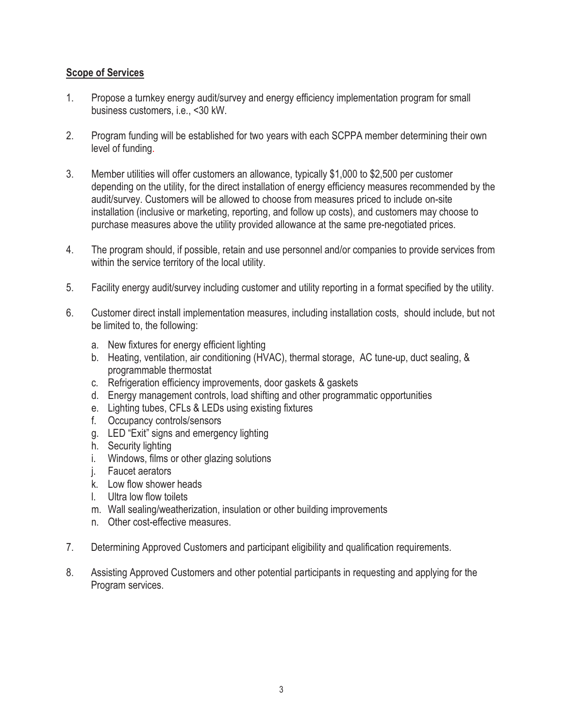**Scope of Services**

1. Propose a turnkey energy audit/survey and energy efficiency implementation program for small business customers, i.e., <30 kW.

2. Program funding will be established for two years with each SCPPA member determining their own level of funding.

3. Member utilities will offer customers an allowance, typically $1,000 to $2,500 per customer depending on the utility, for the direct installation of energy efficiency measures recommended by the audit/survey. Customers will be allowed to choose from measures priced to include on-site installation (inclusive or marketing, reporting, and follow up costs), and customers may choose to purchase measures above the utility provided allowance at the same pre-negotiated prices.

4. The program should, if possible, retain and use personnel and/or companies to provide services from within the service territory of the local utility.

5. Facility energy audit/survey including customer and utility reporting in a format specified by the utility.

6. Customer direct install implementation measures, including installation costs, should include, but not be limited to, the following:

   a. New fixtures for energy efficient lighting
   b. Heating, ventilation, air conditioning (HVAC), thermal storage, AC tune-up, duct sealing, & programmable thermostat
   c. Refrigeration efficiency improvements, door gaskets & gaskets
   d. Energy management controls, load shifting and other programmatic opportunities
   e. Lighting tubes, CFLs & LEDs using existing fixtures
   f. Occupancy controls/sensors
   g. LED "Exit" signs and emergency lighting
   h. Security lighting
   i. Windows, films or other glazing solutions
   j. Faucet aerators
   k. Low flow shower heads
   l. Ultra low flow toilets
   m. Wall sealing/weatherization, insulation or other building improvements
   n. Other cost-effective measures.

7. Determining Approved Customers and participant eligibility and qualification requirements.

8. Assisting Approved Customers and other potential participants in requesting and applying for the Program services.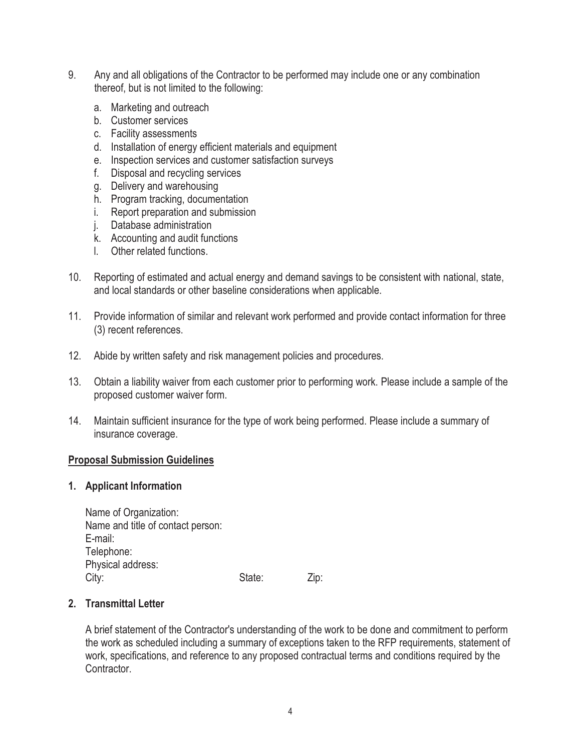9. Any and all obligations of the Contractor to be performed may include one or any combination thereof, but is not limited to the following:

   a. Marketing and outreach
   b. Customer services
   c. Facility assessments
   d. Installation of energy efficient materials and equipment
   e. Inspection services and customer satisfaction surveys
   f. Disposal and recycling services
   g. Delivery and warehousing
   h. Program tracking, documentation
   i. Report preparation and submission
   j. Database administration
   k. Accounting and audit functions
   l. Other related functions.

10. Reporting of estimated and actual energy and demand savings to be consistent with national, state, and local standards or other baseline considerations when applicable.

11. Provide information of similar and relevant work performed and provide contact information for three (3) recent references.

12. Abide by written safety and risk management policies and procedures.

13. Obtain a liability waiver from each customer prior to performing work. Please include a sample of the proposed customer waiver form.

14. Maintain sufficient insurance for the type of work being performed. Please include a summary of insurance coverage.

**Proposal Submission Guidelines**

**1. Applicant Information**

Name of Organization:
Name and title of contact person:
E-mail:
Telephone:
Physical address:
City: State: Zip:

**2. Transmittal Letter**

A brief statement of the Contractor's understanding of the work to be done and commitment to perform the work as scheduled including a summary of exceptions taken to the RFP requirements, statement of work, specifications, and reference to any proposed contractual terms and conditions required by the Contractor.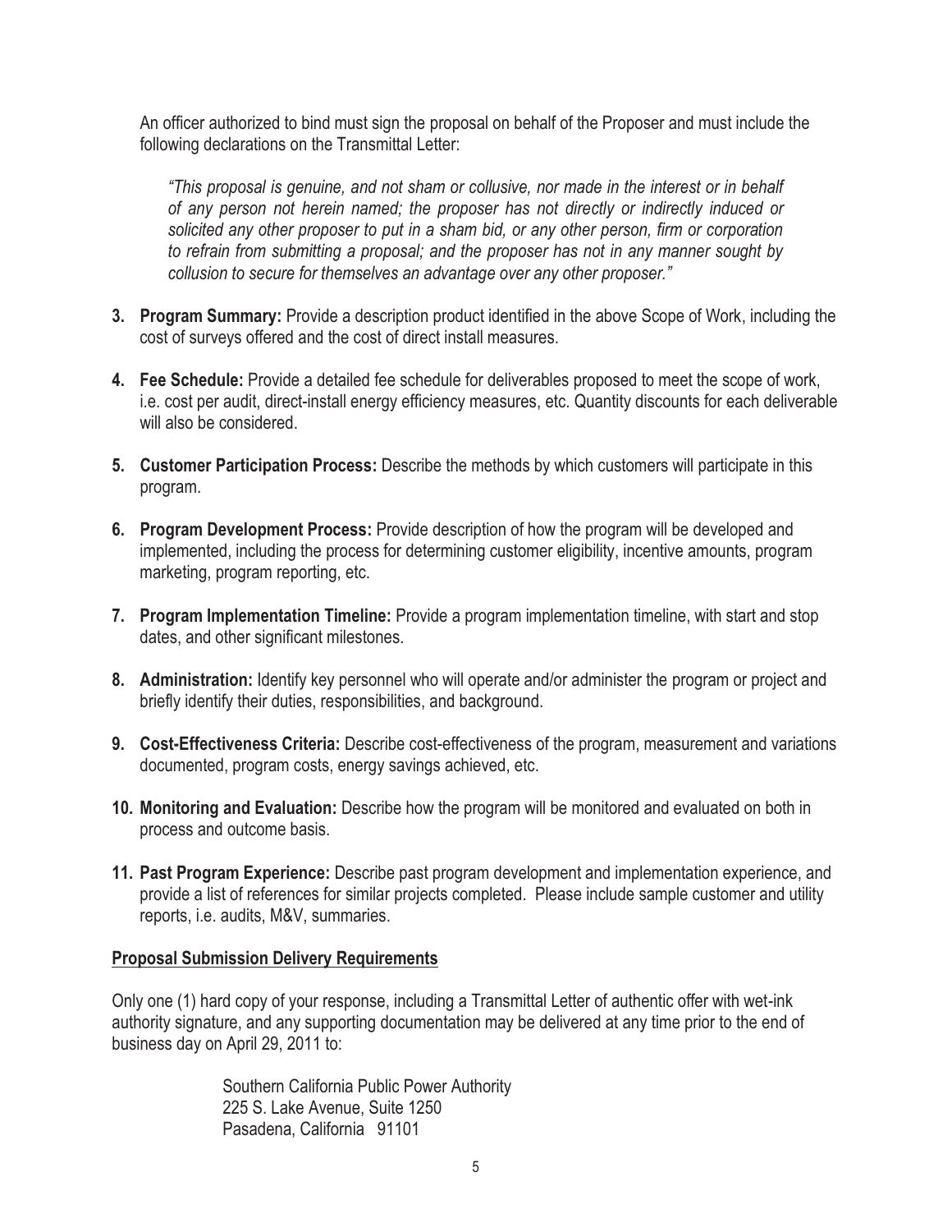An officer authorized to bind must sign the proposal on behalf of the Proposer and must include the following declarations on the Transmittal Letter:

> *"This proposal is genuine, and not sham or collusive, nor made in the interest or in behalf of any person not herein named; the proposer has not directly or indirectly induced or solicited any other proposer to put in a sham bid, or any other person, firm or corporation to refrain from submitting a proposal; and the proposer has not in any manner sought by collusion to secure for themselves an advantage over any other proposer."*

3. **Program Summary:** Provide a description product identified in the above Scope of Work, including the cost of surveys offered and the cost of direct install measures.

4. **Fee Schedule:** Provide a detailed fee schedule for deliverables proposed to meet the scope of work, i.e. cost per audit, direct-install energy efficiency measures, etc. Quantity discounts for each deliverable will also be considered.

5. **Customer Participation Process:** Describe the methods by which customers will participate in this program.

6. **Program Development Process:** Provide description of how the program will be developed and implemented, including the process for determining customer eligibility, incentive amounts, program marketing, program reporting, etc.

7. **Program Implementation Timeline:** Provide a program implementation timeline, with start and stop dates, and other significant milestones.

8. **Administration:** Identify key personnel who will operate and/or administer the program or project and briefly identify their duties, responsibilities, and background.

9. **Cost-Effectiveness Criteria:** Describe cost-effectiveness of the program, measurement and variations documented, program costs, energy savings achieved, etc.

10. **Monitoring and Evaluation:** Describe how the program will be monitored and evaluated on both in process and outcome basis.

11. **Past Program Experience:** Describe past program development and implementation experience, and provide a list of references for similar projects completed. Please include sample customer and utility reports, i.e. audits, M&V, summaries.

**Proposal Submission Delivery Requirements**

Only one (1) hard copy of your response, including a Transmittal Letter of authentic offer with wet-ink authority signature, and any supporting documentation may be delivered at any time prior to the end of business day on April 29, 2011 to:

Southern California Public Power Authority
225 S. Lake Avenue, Suite 1250
Pasadena, California 91101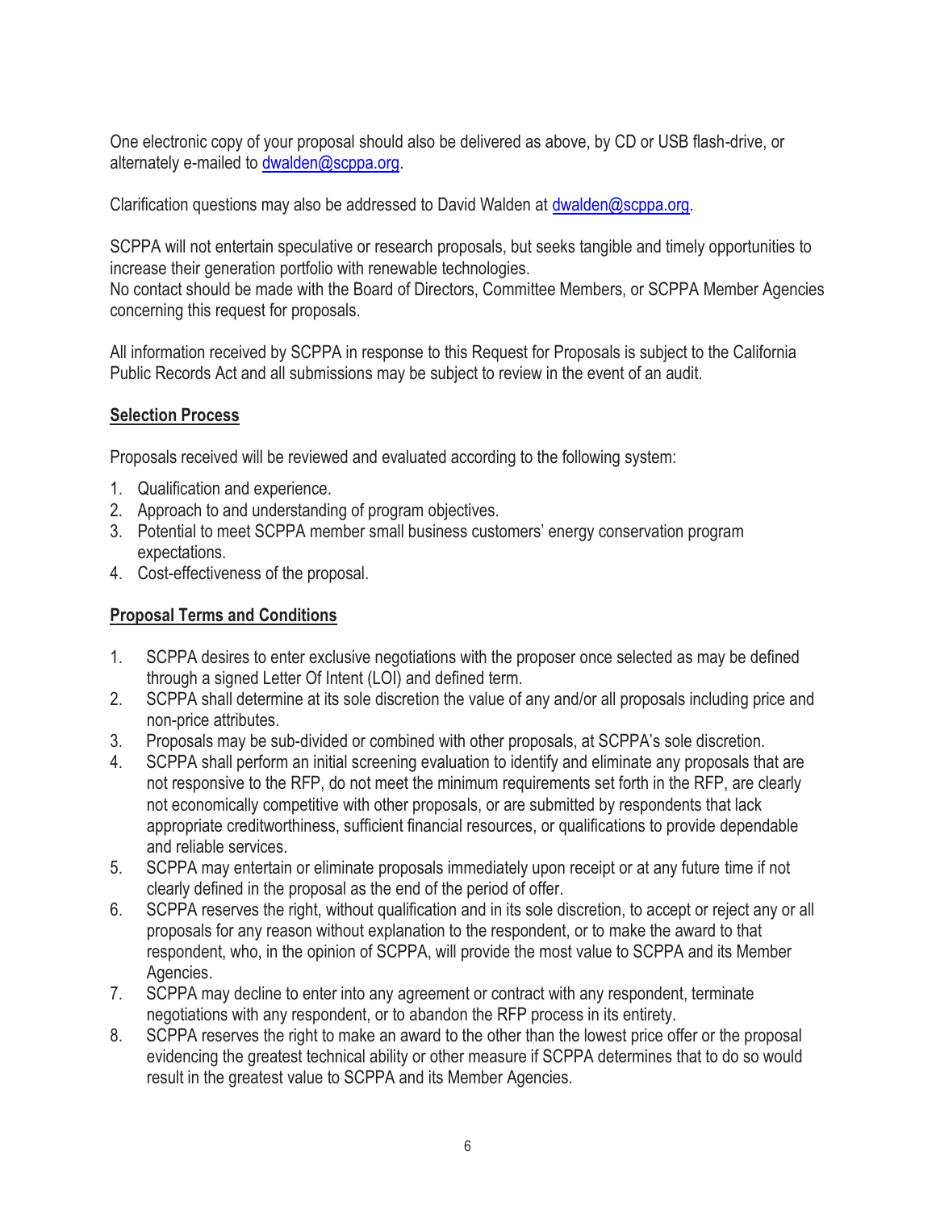One electronic copy of your proposal should also be delivered as above, by CD or USB flash-drive, or alternately e-mailed to dwalden@scppa.org.

Clarification questions may also be addressed to David Walden at dwalden@scppa.org.

SCPPA will not entertain speculative or research proposals, but seeks tangible and timely opportunities to increase their generation portfolio with renewable technologies.
No contact should be made with the Board of Directors, Committee Members, or SCPPA Member Agencies concerning this request for proposals.

All information received by SCPPA in response to this Request for Proposals is subject to the California Public Records Act and all submissions may be subject to review in the event of an audit.

**Selection Process**

Proposals received will be reviewed and evaluated according to the following system:

1. Qualification and experience.
2. Approach to and understanding of program objectives.
3. Potential to meet SCPPA member small business customers' energy conservation program expectations.
4. Cost-effectiveness of the proposal.

**Proposal Terms and Conditions**

1. SCPPA desires to enter exclusive negotiations with the proposer once selected as may be defined through a signed Letter Of Intent (LOI) and defined term.
2. SCPPA shall determine at its sole discretion the value of any and/or all proposals including price and non-price attributes.
3. Proposals may be sub-divided or combined with other proposals, at SCPPA's sole discretion.
4. SCPPA shall perform an initial screening evaluation to identify and eliminate any proposals that are not responsive to the RFP, do not meet the minimum requirements set forth in the RFP, are clearly not economically competitive with other proposals, or are submitted by respondents that lack appropriate creditworthiness, sufficient financial resources, or qualifications to provide dependable and reliable services.
5. SCPPA may entertain or eliminate proposals immediately upon receipt or at any future time if not clearly defined in the proposal as the end of the period of offer.
6. SCPPA reserves the right, without qualification and in its sole discretion, to accept or reject any or all proposals for any reason without explanation to the respondent, or to make the award to that respondent, who, in the opinion of SCPPA, will provide the most value to SCPPA and its Member Agencies.
7. SCPPA may decline to enter into any agreement or contract with any respondent, terminate negotiations with any respondent, or to abandon the RFP process in its entirety.
8. SCPPA reserves the right to make an award to the other than the lowest price offer or the proposal evidencing the greatest technical ability or other measure if SCPPA determines that to do so would result in the greatest value to SCPPA and its Member Agencies.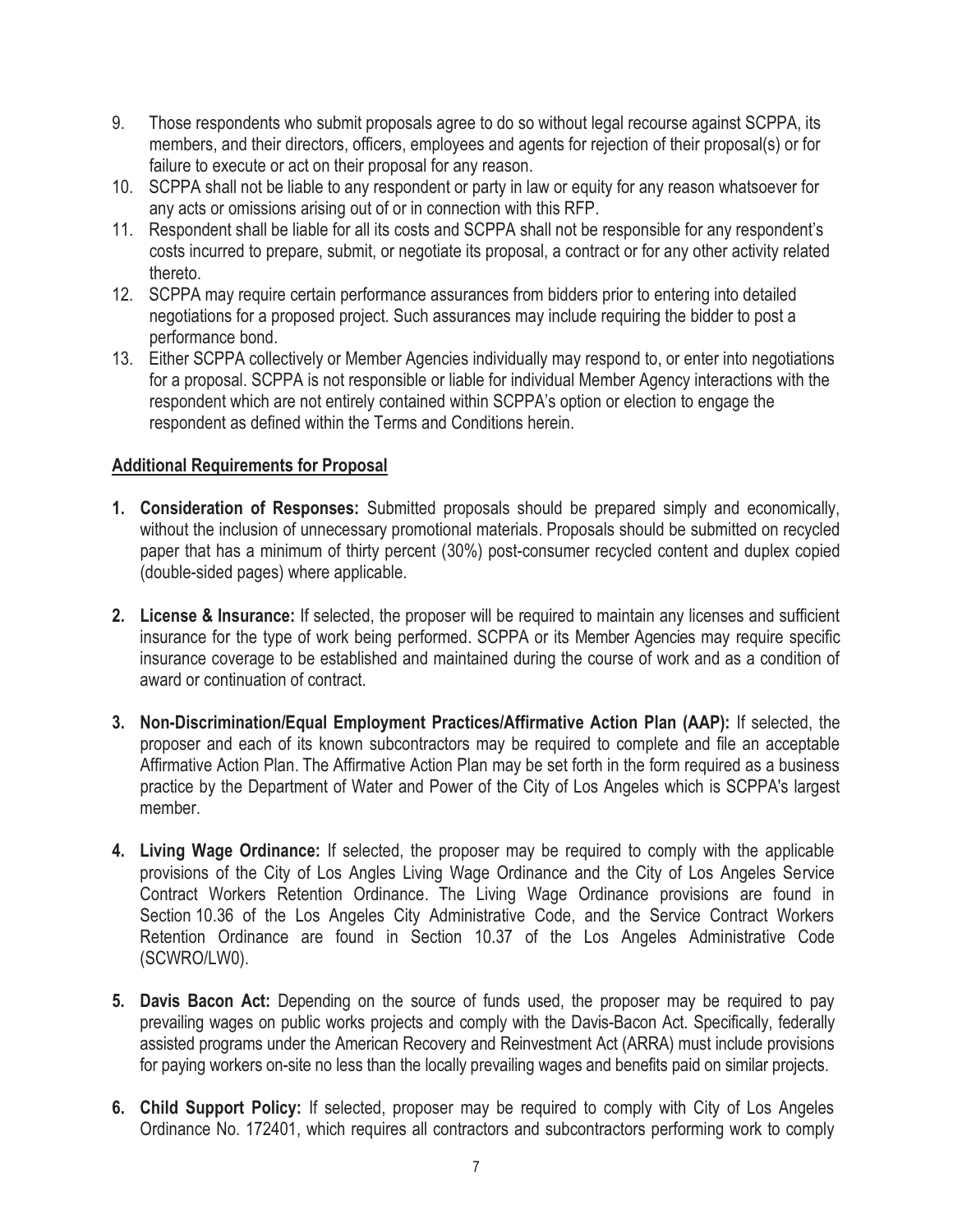9. Those respondents who submit proposals agree to do so without legal recourse against SCPPA, its members, and their directors, officers, employees and agents for rejection of their proposal(s) or for failure to execute or act on their proposal for any reason.
10. SCPPA shall not be liable to any respondent or party in law or equity for any reason whatsoever for any acts or omissions arising out of or in connection with this RFP.
11. Respondent shall be liable for all its costs and SCPPA shall not be responsible for any respondent's costs incurred to prepare, submit, or negotiate its proposal, a contract or for any other activity related thereto.
12. SCPPA may require certain performance assurances from bidders prior to entering into detailed negotiations for a proposed project. Such assurances may include requiring the bidder to post a performance bond.
13. Either SCPPA collectively or Member Agencies individually may respond to, or enter into negotiations for a proposal. SCPPA is not responsible or liable for individual Member Agency interactions with the respondent which are not entirely contained within SCPPA's option or election to engage the respondent as defined within the Terms and Conditions herein.

**Additional Requirements for Proposal**

1. **Consideration of Responses:** Submitted proposals should be prepared simply and economically, without the inclusion of unnecessary promotional materials. Proposals should be submitted on recycled paper that has a minimum of thirty percent (30%) post-consumer recycled content and duplex copied (double-sided pages) where applicable.

2. **License & Insurance:** If selected, the proposer will be required to maintain any licenses and sufficient insurance for the type of work being performed. SCPPA or its Member Agencies may require specific insurance coverage to be established and maintained during the course of work and as a condition of award or continuation of contract.

3. **Non-Discrimination/Equal Employment Practices/Affirmative Action Plan (AAP):** If selected, the proposer and each of its known subcontractors may be required to complete and file an acceptable Affirmative Action Plan. The Affirmative Action Plan may be set forth in the form required as a business practice by the Department of Water and Power of the City of Los Angeles which is SCPPA's largest member.

4. **Living Wage Ordinance:** If selected, the proposer may be required to comply with the applicable provisions of the City of Los Angles Living Wage Ordinance and the City of Los Angeles Service Contract Workers Retention Ordinance. The Living Wage Ordinance provisions are found in Section 10.36 of the Los Angeles City Administrative Code, and the Service Contract Workers Retention Ordinance are found in Section 10.37 of the Los Angeles Administrative Code (SCWRO/LW0).

5. **Davis Bacon Act:** Depending on the source of funds used, the proposer may be required to pay prevailing wages on public works projects and comply with the Davis-Bacon Act. Specifically, federally assisted programs under the American Recovery and Reinvestment Act (ARRA) must include provisions for paying workers on-site no less than the locally prevailing wages and benefits paid on similar projects.

6. **Child Support Policy:** If selected, proposer may be required to comply with City of Los Angeles Ordinance No. 172401, which requires all contractors and subcontractors performing work to comply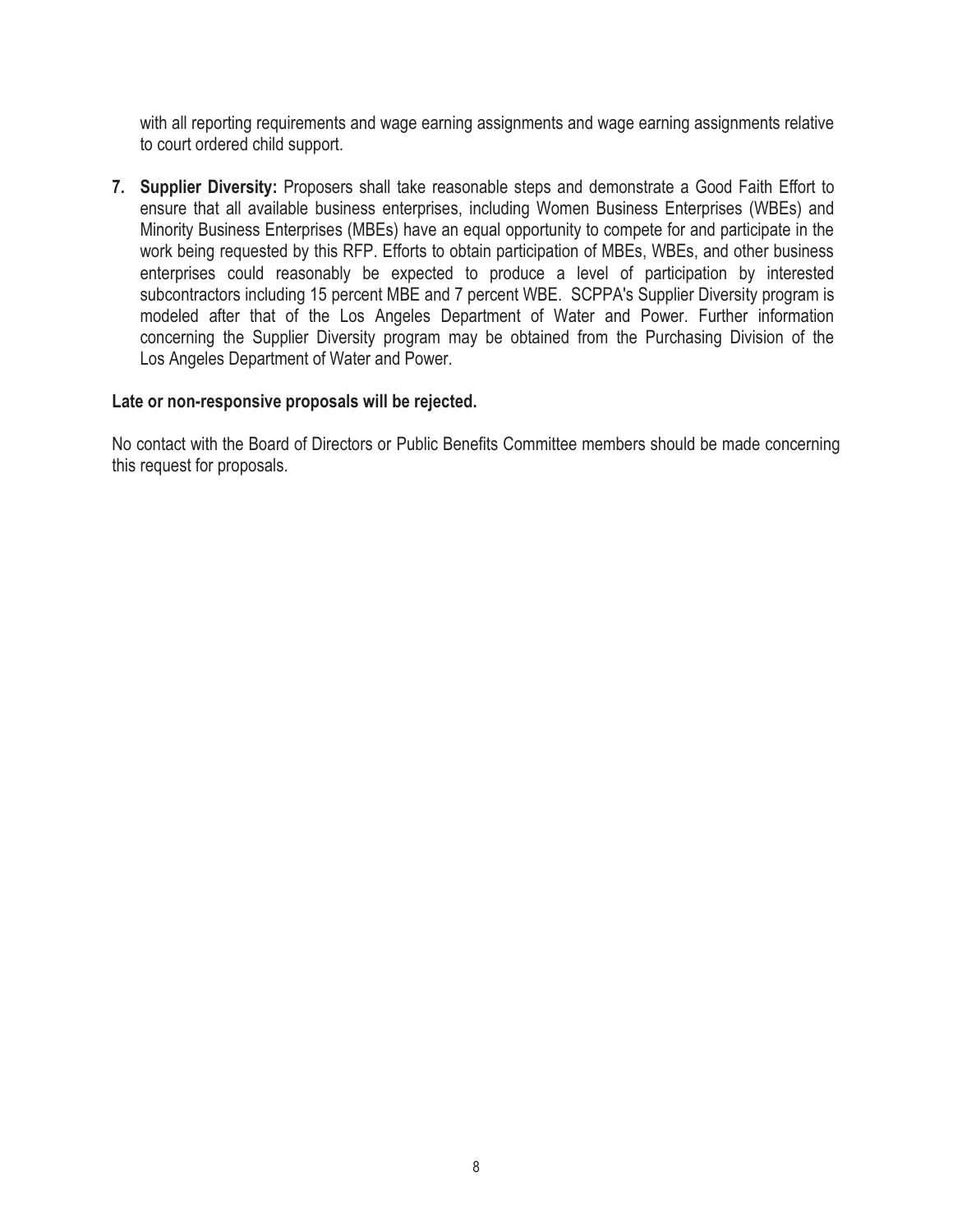with all reporting requirements and wage earning assignments and wage earning assignments relative to court ordered child support.

7. **Supplier Diversity:** Proposers shall take reasonable steps and demonstrate a Good Faith Effort to ensure that all available business enterprises, including Women Business Enterprises (WBEs) and Minority Business Enterprises (MBEs) have an equal opportunity to compete for and participate in the work being requested by this RFP. Efforts to obtain participation of MBEs, WBEs, and other business enterprises could reasonably be expected to produce a level of participation by interested subcontractors including 15 percent MBE and 7 percent WBE. SCPPA's Supplier Diversity program is modeled after that of the Los Angeles Department of Water and Power. Further information concerning the Supplier Diversity program may be obtained from the Purchasing Division of the Los Angeles Department of Water and Power.

**Late or non-responsive proposals will be rejected.**

No contact with the Board of Directors or Public Benefits Committee members should be made concerning this request for proposals.